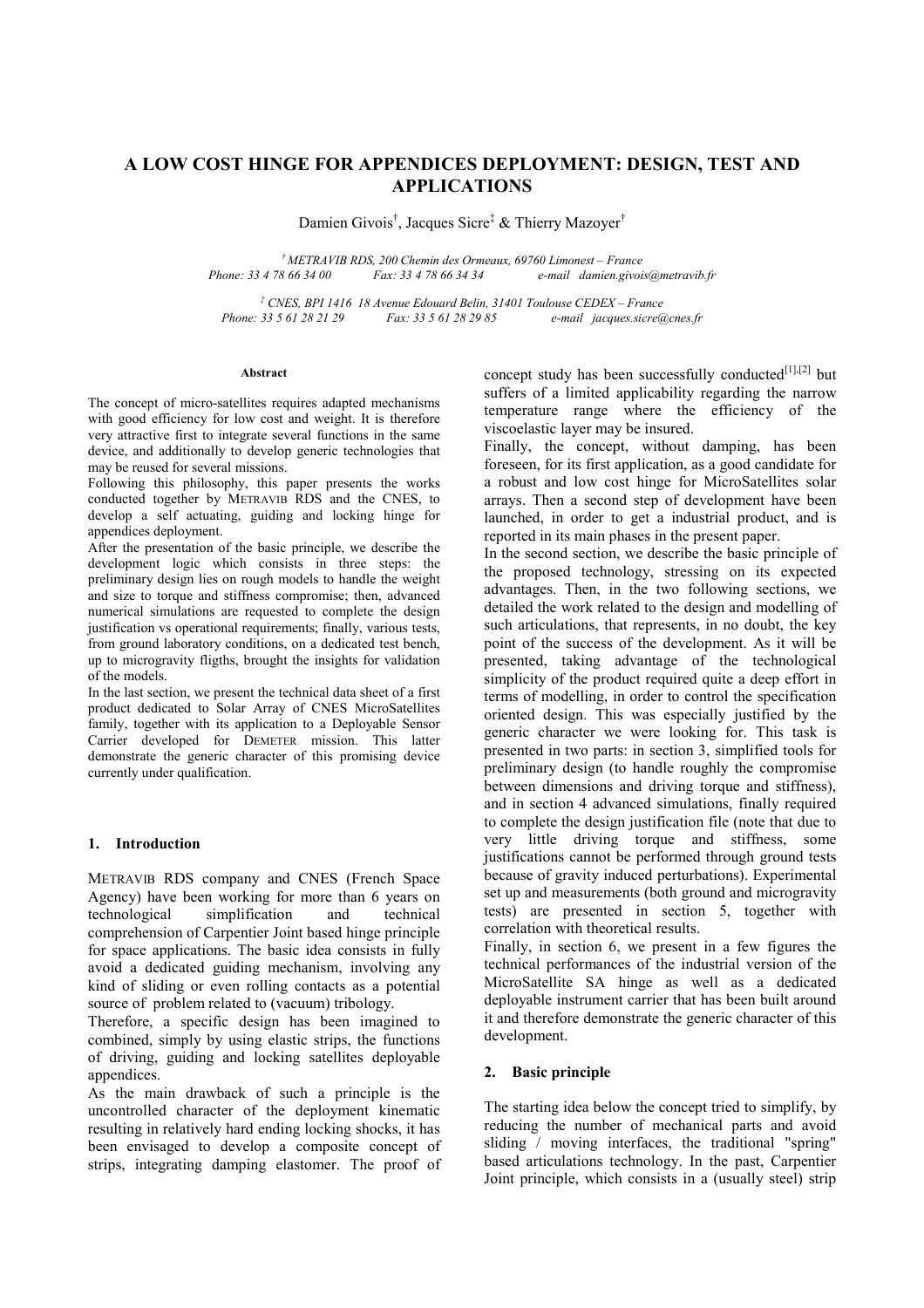# A LOW COST HINGE FOR APPENDICES DEPLOYMENT: DESIGN, TEST AND APPLICATIONS

Damien Givois†, Jacques Sicre‡ & Thierry Mazoyer†

*† METRAVIB RDS, 200 Chemin des Ormeaux, 69760 Limonest – France*
*Phone: 33 4 78 66 34 00 Fax: 33 4 78 66 34 34 e-mail damien.givois@metravib.fr*

*‡ CNES, BPI 1416 18 Avenue Edouard Belin, 31401 Toulouse CEDEX – France*
*Phone: 33 5 61 28 21 29 Fax: 33 5 61 28 29 85 e-mail jacques.sicre@cnes.fr*

#### Abstract

The concept of micro-satellites requires adapted mechanisms with good efficiency for low cost and weight. It is therefore very attractive first to integrate several functions in the same device, and additionally to develop generic technologies that may be reused for several missions.

Following this philosophy, this paper presents the works conducted together by METRAVIB RDS and the CNES, to develop a self actuating, guiding and locking hinge for appendices deployment.

After the presentation of the basic principle, we describe the development logic which consists in three steps: the preliminary design lies on rough models to handle the weight and size to torque and stiffness compromise; then, advanced numerical simulations are requested to complete the design justification vs operational requirements; finally, various tests, from ground laboratory conditions, on a dedicated test bench, up to microgravity fligths, brought the insights for validation of the models.

In the last section, we present the technical data sheet of a first product dedicated to Solar Array of CNES MicroSatellites family, together with its application to a Deployable Sensor Carrier developed for DEMETER mission. This latter demonstrate the generic character of this promising device currently under qualification.

## 1. Introduction

METRAVIB RDS company and CNES (French Space Agency) have been working for more than 6 years on technological simplification and technical comprehension of Carpentier Joint based hinge principle for space applications. The basic idea consists in fully avoid a dedicated guiding mechanism, involving any kind of sliding or even rolling contacts as a potential source of problem related to (vacuum) tribology.

Therefore, a specific design has been imagined to combined, simply by using elastic strips, the functions of driving, guiding and locking satellites deployable appendices.

As the main drawback of such a principle is the uncontrolled character of the deployment kinematic resulting in relatively hard ending locking shocks, it has been envisaged to develop a composite concept of strips, integrating damping elastomer. The proof of concept study has been successfully conducted[1],[2] but suffers of a limited applicability regarding the narrow temperature range where the efficiency of the viscoelastic layer may be insured.

Finally, the concept, without damping, has been foreseen, for its first application, as a good candidate for a robust and low cost hinge for MicroSatellites solar arrays. Then a second step of development have been launched, in order to get a industrial product, and is reported in its main phases in the present paper.

In the second section, we describe the basic principle of the proposed technology, stressing on its expected advantages. Then, in the two following sections, we detailed the work related to the design and modelling of such articulations, that represents, in no doubt, the key point of the success of the development. As it will be presented, taking advantage of the technological simplicity of the product required quite a deep effort in terms of modelling, in order to control the specification oriented design. This was especially justified by the generic character we were looking for. This task is presented in two parts: in section 3, simplified tools for preliminary design (to handle roughly the compromise between dimensions and driving torque and stiffness), and in section 4 advanced simulations, finally required to complete the design justification file (note that due to very little driving torque and stiffness, some justifications cannot be performed through ground tests because of gravity induced perturbations). Experimental set up and measurements (both ground and microgravity tests) are presented in section 5, together with correlation with theoretical results.

Finally, in section 6, we present in a few figures the technical performances of the industrial version of the MicroSatellite SA hinge as well as a dedicated deployable instrument carrier that has been built around it and therefore demonstrate the generic character of this development.

## 2. Basic principle

The starting idea below the concept tried to simplify, by reducing the number of mechanical parts and avoid sliding / moving interfaces, the traditional "spring" based articulations technology. In the past, Carpentier Joint principle, which consists in a (usually steel) strip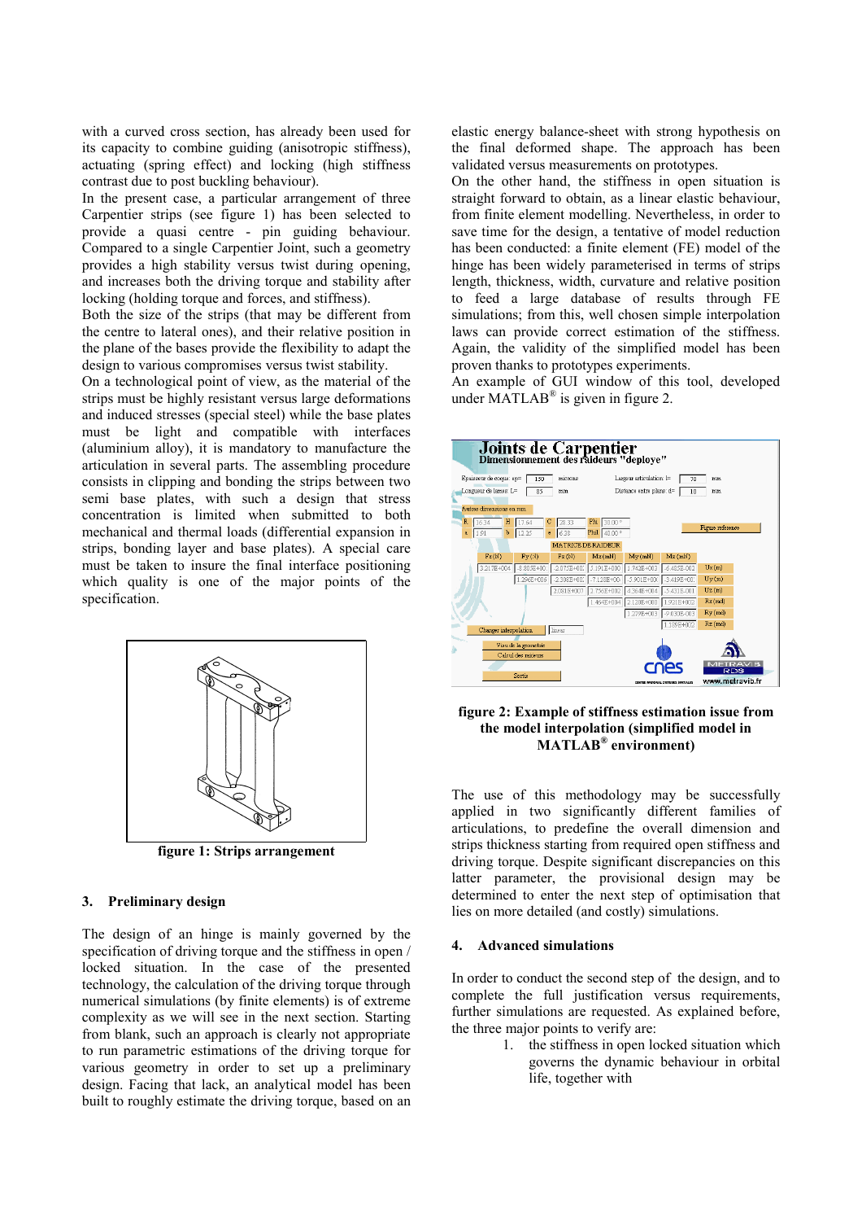with a curved cross section, has already been used for its capacity to combine guiding (anisotropic stiffness), actuating (spring effect) and locking (high stiffness contrast due to post buckling behaviour).

In the present case, a particular arrangement of three Carpentier strips (see figure 1) has been selected to provide a quasi centre - pin guiding behaviour. Compared to a single Carpentier Joint, such a geometry provides a high stability versus twist during opening, and increases both the driving torque and stability after locking (holding torque and forces, and stiffness).

Both the size of the strips (that may be different from the centre to lateral ones), and their relative position in the plane of the bases provide the flexibility to adapt the design to various compromises versus twist stability.

On a technological point of view, as the material of the strips must be highly resistant versus large deformations and induced stresses (special steel) while the base plates must be light and compatible with interfaces (aluminium alloy), it is mandatory to manufacture the articulation in several parts. The assembling procedure consists in clipping and bonding the strips between two semi base plates, with such a design that stress concentration is limited when submitted to both mechanical and thermal loads (differential expansion in strips, bonding layer and base plates). A special care must be taken to insure the final interface positioning which quality is one of the major points of the specification.

figure 1: Strips arrangement

## 3. Preliminary design

The design of an hinge is mainly governed by the specification of driving torque and the stiffness in open / locked situation. In the case of the presented technology, the calculation of the driving torque through numerical simulations (by finite elements) is of extreme complexity as we will see in the next section. Starting from blank, such an approach is clearly not appropriate to run parametric estimations of the driving torque for various geometry in order to set up a preliminary design. Facing that lack, an analytical model has been built to roughly estimate the driving torque, based on an elastic energy balance-sheet with strong hypothesis on the final deformed shape. The approach has been validated versus measurements on prototypes.

On the other hand, the stiffness in open situation is straight forward to obtain, as a linear elastic behaviour, from finite element modelling. Nevertheless, in order to save time for the design, a tentative of model reduction has been conducted: a finite element (FE) model of the hinge has been widely parameterised in terms of strips length, thickness, width, curvature and relative position to feed a large database of results through FE simulations; from this, well chosen simple interpolation laws can provide correct estimation of the stiffness. Again, the validity of the simplified model has been proven thanks to prototypes experiments.

An example of GUI window of this tool, developed under MATLAB® is given in figure 2.

figure 2: Example of stiffness estimation issue from the model interpolation (simplified model in MATLAB® environment)

The use of this methodology may be successfully applied in two significantly different families of articulations, to predefine the overall dimension and strips thickness starting from required open stiffness and driving torque. Despite significant discrepancies on this latter parameter, the provisional design may be determined to enter the next step of optimisation that lies on more detailed (and costly) simulations.

## 4. Advanced simulations

In order to conduct the second step of the design, and to complete the full justification versus requirements, further simulations are requested. As explained before, the three major points to verify are:

1. the stiffness in open locked situation which governs the dynamic behaviour in orbital life, together with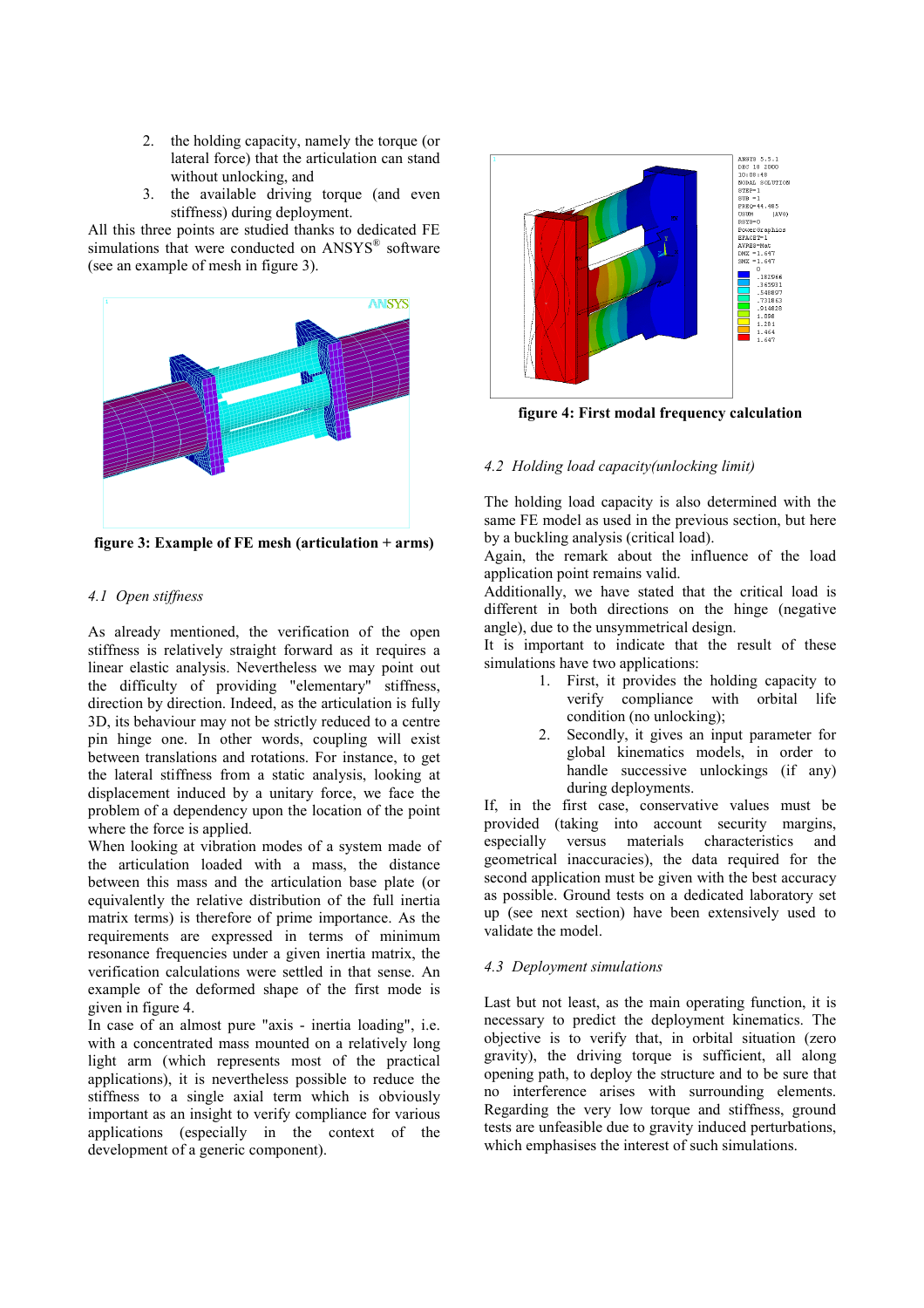2. the holding capacity, namely the torque (or lateral force) that the articulation can stand without unlocking, and
3. the available driving torque (and even stiffness) during deployment.

All this three points are studied thanks to dedicated FE simulations that were conducted on ANSYS® software (see an example of mesh in figure 3).

**figure 3: Example of FE mesh (articulation + arms)**

### *4.1 Open stiffness*

As already mentioned, the verification of the open stiffness is relatively straight forward as it requires a linear elastic analysis. Nevertheless we may point out the difficulty of providing "elementary" stiffness, direction by direction. Indeed, as the articulation is fully 3D, its behaviour may not be strictly reduced to a centre pin hinge one. In other words, coupling will exist between translations and rotations. For instance, to get the lateral stiffness from a static analysis, looking at displacement induced by a unitary force, we face the problem of a dependency upon the location of the point where the force is applied.

When looking at vibration modes of a system made of the articulation loaded with a mass, the distance between this mass and the articulation base plate (or equivalently the relative distribution of the full inertia matrix terms) is therefore of prime importance. As the requirements are expressed in terms of minimum resonance frequencies under a given inertia matrix, the verification calculations were settled in that sense. An example of the deformed shape of the first mode is given in figure 4.

In case of an almost pure "axis - inertia loading", i.e. with a concentrated mass mounted on a relatively long light arm (which represents most of the practical applications), it is nevertheless possible to reduce the stiffness to a single axial term which is obviously important as an insight to verify compliance for various applications (especially in the context of the development of a generic component).

**figure 4: First modal frequency calculation**

### *4.2 Holding load capacity(unlocking limit)*

The holding load capacity is also determined with the same FE model as used in the previous section, but here by a buckling analysis (critical load).

Again, the remark about the influence of the load application point remains valid.

Additionally, we have stated that the critical load is different in both directions on the hinge (negative angle), due to the unsymmetrical design.

It is important to indicate that the result of these simulations have two applications:

1. First, it provides the holding capacity to verify compliance with orbital life condition (no unlocking);
2. Secondly, it gives an input parameter for global kinematics models, in order to handle successive unlockings (if any) during deployments.

If, in the first case, conservative values must be provided (taking into account security margins, especially versus materials characteristics and geometrical inaccuracies), the data required for the second application must be given with the best accuracy as possible. Ground tests on a dedicated laboratory set up (see next section) have been extensively used to validate the model.

### *4.3 Deployment simulations*

Last but not least, as the main operating function, it is necessary to predict the deployment kinematics. The objective is to verify that, in orbital situation (zero gravity), the driving torque is sufficient, all along opening path, to deploy the structure and to be sure that no interference arises with surrounding elements. Regarding the very low torque and stiffness, ground tests are unfeasible due to gravity induced perturbations, which emphasises the interest of such simulations.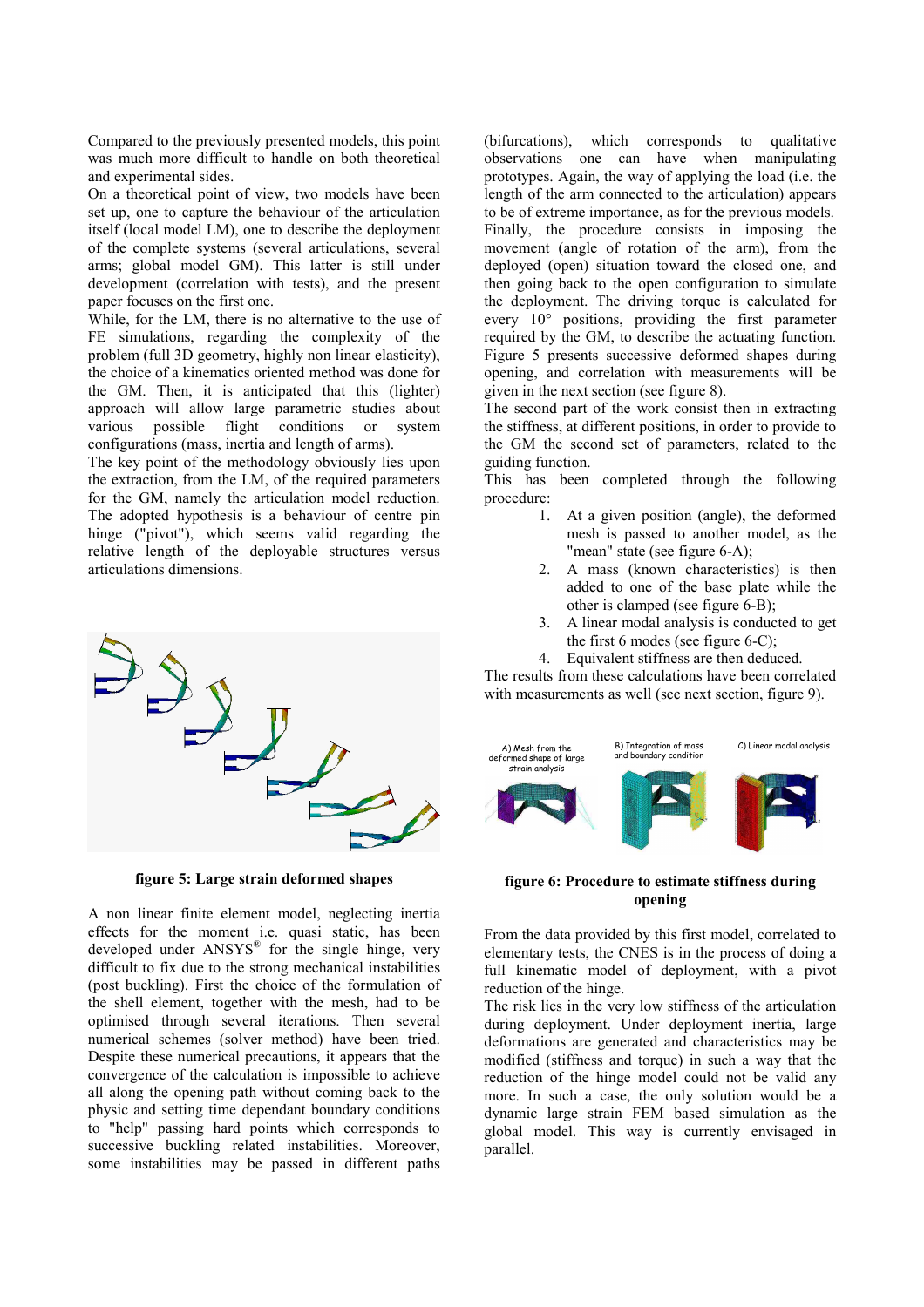Compared to the previously presented models, this point was much more difficult to handle on both theoretical and experimental sides.

On a theoretical point of view, two models have been set up, one to capture the behaviour of the articulation itself (local model LM), one to describe the deployment of the complete systems (several articulations, several arms; global model GM). This latter is still under development (correlation with tests), and the present paper focuses on the first one.

While, for the LM, there is no alternative to the use of FE simulations, regarding the complexity of the problem (full 3D geometry, highly non linear elasticity), the choice of a kinematics oriented method was done for the GM. Then, it is anticipated that this (lighter) approach will allow large parametric studies about various possible flight conditions or system configurations (mass, inertia and length of arms).

The key point of the methodology obviously lies upon the extraction, from the LM, of the required parameters for the GM, namely the articulation model reduction. The adopted hypothesis is a behaviour of centre pin hinge ("pivot"), which seems valid regarding the relative length of the deployable structures versus articulations dimensions.

**figure 5: Large strain deformed shapes**

A non linear finite element model, neglecting inertia effects for the moment i.e. quasi static, has been developed under ANSYS® for the single hinge, very difficult to fix due to the strong mechanical instabilities (post buckling). First the choice of the formulation of the shell element, together with the mesh, had to be optimised through several iterations. Then several numerical schemes (solver method) have been tried. Despite these numerical precautions, it appears that the convergence of the calculation is impossible to achieve all along the opening path without coming back to the physic and setting time dependant boundary conditions to "help" passing hard points which corresponds to successive buckling related instabilities. Moreover, some instabilities may be passed in different paths (bifurcations), which corresponds to qualitative observations one can have when manipulating prototypes. Again, the way of applying the load (i.e. the length of the arm connected to the articulation) appears to be of extreme importance, as for the previous models.

Finally, the procedure consists in imposing the movement (angle of rotation of the arm), from the deployed (open) situation toward the closed one, and then going back to the open configuration to simulate the deployment. The driving torque is calculated for every 10° positions, providing the first parameter required by the GM, to describe the actuating function. Figure 5 presents successive deformed shapes during opening, and correlation with measurements will be given in the next section (see figure 8).

The second part of the work consist then in extracting the stiffness, at different positions, in order to provide to the GM the second set of parameters, related to the guiding function.

This has been completed through the following procedure:

1. At a given position (angle), the deformed mesh is passed to another model, as the "mean" state (see figure 6-A);
2. A mass (known characteristics) is then added to one of the base plate while the other is clamped (see figure 6-B);
3. A linear modal analysis is conducted to get the first 6 modes (see figure 6-C);
4. Equivalent stiffness are then deduced.

The results from these calculations have been correlated with measurements as well (see next section, figure 9).

A) Mesh from the deformed shape of large strain analysis — B) Integration of mass and boundary condition — C) Linear modal analysis

**figure 6: Procedure to estimate stiffness during opening**

From the data provided by this first model, correlated to elementary tests, the CNES is in the process of doing a full kinematic model of deployment, with a pivot reduction of the hinge.

The risk lies in the very low stiffness of the articulation during deployment. Under deployment inertia, large deformations are generated and characteristics may be modified (stiffness and torque) in such a way that the reduction of the hinge model could not be valid any more. In such a case, the only solution would be a dynamic large strain FEM based simulation as the global model. This way is currently envisaged in parallel.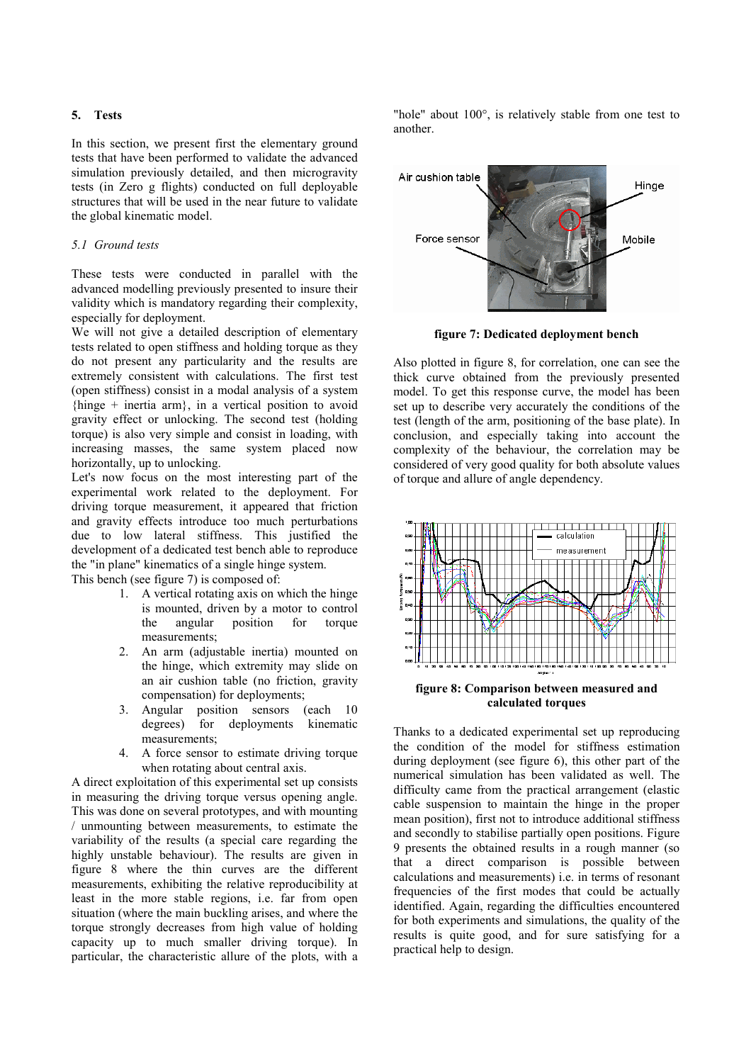## 5. Tests

In this section, we present first the elementary ground tests that have been performed to validate the advanced simulation previously detailed, and then microgravity tests (in Zero g flights) conducted on full deployable structures that will be used in the near future to validate the global kinematic model.

### *5.1 Ground tests*

These tests were conducted in parallel with the advanced modelling previously presented to insure their validity which is mandatory regarding their complexity, especially for deployment.

We will not give a detailed description of elementary tests related to open stiffness and holding torque as they do not present any particularity and the results are extremely consistent with calculations. The first test (open stiffness) consist in a modal analysis of a system {hinge + inertia arm}, in a vertical position to avoid gravity effect or unlocking. The second test (holding torque) is also very simple and consist in loading, with increasing masses, the same system placed now horizontally, up to unlocking.

Let's now focus on the most interesting part of the experimental work related to the deployment. For driving torque measurement, it appeared that friction and gravity effects introduce too much perturbations due to low lateral stiffness. This justified the development of a dedicated test bench able to reproduce the "in plane" kinematics of a single hinge system.

This bench (see figure 7) is composed of:

1. A vertical rotating axis on which the hinge is mounted, driven by a motor to control the angular position for torque measurements;
2. An arm (adjustable inertia) mounted on the hinge, which extremity may slide on an air cushion table (no friction, gravity compensation) for deployments;
3. Angular position sensors (each 10 degrees) for deployments kinematic measurements;
4. A force sensor to estimate driving torque when rotating about central axis.

A direct exploitation of this experimental set up consists in measuring the driving torque versus opening angle. This was done on several prototypes, and with mounting / unmounting between measurements, to estimate the variability of the results (a special care regarding the highly unstable behaviour). The results are given in figure 8 where the thin curves are the different measurements, exhibiting the relative reproducibility at least in the more stable regions, i.e. far from open situation (where the main buckling arises, and where the torque strongly decreases from high value of holding capacity up to much smaller driving torque). In particular, the characteristic allure of the plots, with a "hole" about 100°, is relatively stable from one test to another.

**figure 7: Dedicated deployment bench**

Also plotted in figure 8, for correlation, one can see the thick curve obtained from the previously presented model. To get this response curve, the model has been set up to describe very accurately the conditions of the test (length of the arm, positioning of the base plate). In conclusion, and especially taking into account the complexity of the behaviour, the correlation may be considered of very good quality for both absolute values of torque and allure of angle dependency.

**figure 8: Comparison between measured and calculated torques**

Thanks to a dedicated experimental set up reproducing the condition of the model for stiffness estimation during deployment (see figure 6), this other part of the numerical simulation has been validated as well. The difficulty came from the practical arrangement (elastic cable suspension to maintain the hinge in the proper mean position), first not to introduce additional stiffness and secondly to stabilise partially open positions. Figure 9 presents the obtained results in a rough manner (so that a direct comparison is possible between calculations and measurements) i.e. in terms of resonant frequencies of the first modes that could be actually identified. Again, regarding the difficulties encountered for both experiments and simulations, the quality of the results is quite good, and for sure satisfying for a practical help to design.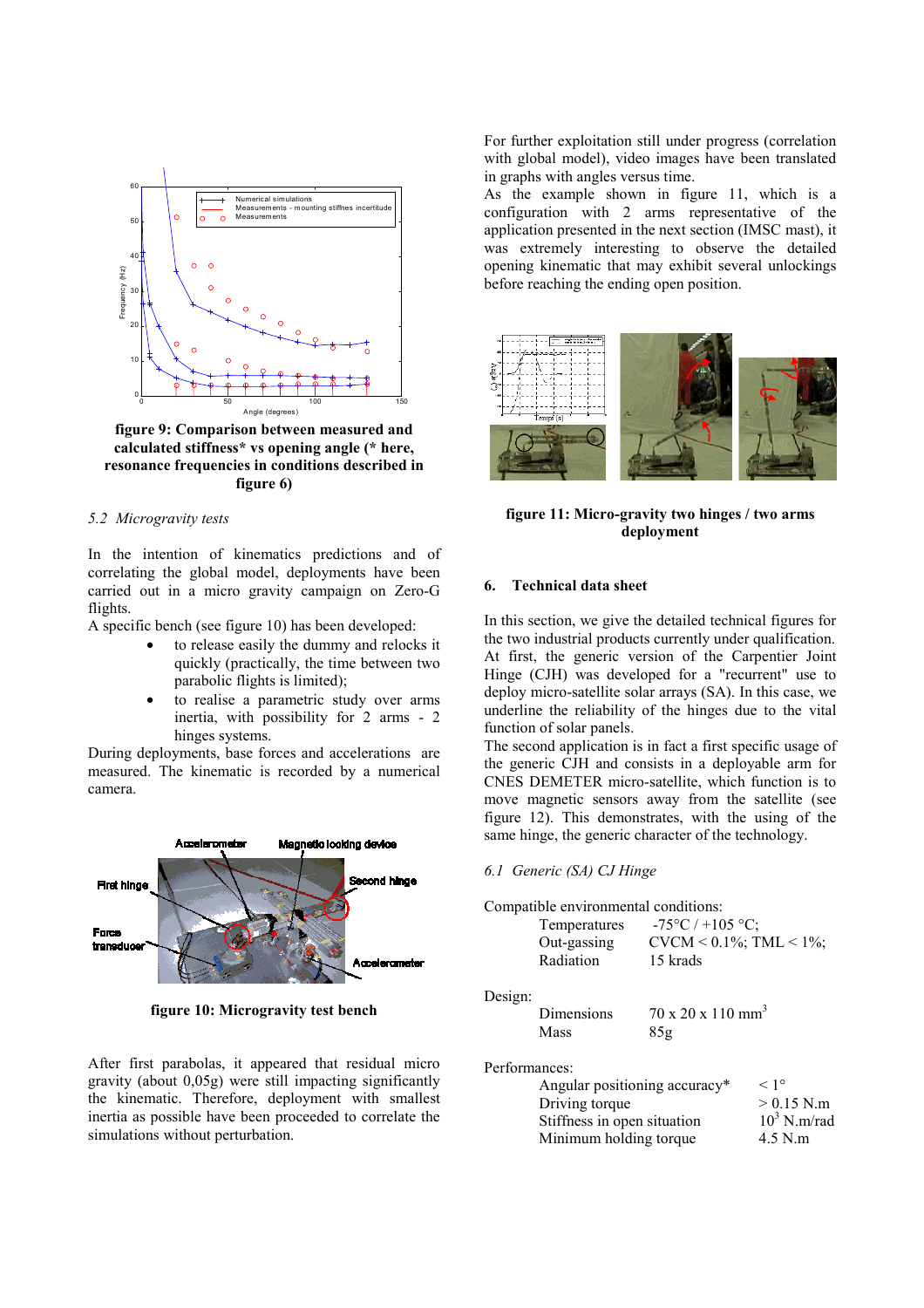**figure 9: Comparison between measured and calculated stiffness* vs opening angle (* here, resonance frequencies in conditions described in figure 6)**

### 5.2 Microgravity tests

In the intention of kinematics predictions and of correlating the global model, deployments have been carried out in a micro gravity campaign on Zero-G flights.

A specific bench (see figure 10) has been developed:

- to release easily the dummy and relocks it quickly (practically, the time between two parabolic flights is limited);
- to realise a parametric study over arms inertia, with possibility for 2 arms - 2 hinges systems.

During deployments, base forces and accelerations are measured. The kinematic is recorded by a numerical camera.

**figure 10: Microgravity test bench**

After first parabolas, it appeared that residual micro gravity (about 0,05g) were still impacting significantly the kinematic. Therefore, deployment with smallest inertia as possible have been proceeded to correlate the simulations without perturbation.

For further exploitation still under progress (correlation with global model), video images have been translated in graphs with angles versus time.

As the example shown in figure 11, which is a configuration with 2 arms representative of the application presented in the next section (IMSC mast), it was extremely interesting to observe the detailed opening kinematic that may exhibit several unlockings before reaching the ending open position.

**figure 11: Micro-gravity two hinges / two arms deployment**

## 6. Technical data sheet

In this section, we give the detailed technical figures for the two industrial products currently under qualification.

At first, the generic version of the Carpentier Joint Hinge (CJH) was developed for a "recurrent" use to deploy micro-satellite solar arrays (SA). In this case, we underline the reliability of the hinges due to the vital function of solar panels.

The second application is in fact a first specific usage of the generic CJH and consists in a deployable arm for CNES DEMETER micro-satellite, which function is to move magnetic sensors away from the satellite (see figure 12). This demonstrates, with the using of the same hinge, the generic character of the technology.

### 6.1 Generic (SA) CJ Hinge

Compatible environmental conditions:

| | |
|---|---|
| Temperatures | -75°C / +105 °C; |
| Out-gassing | CVCM < 0.1%; TML < 1%; |
| Radiation | 15 krads |

Design:

| | |
|---|---|
| Dimensions | 70 x 20 x 110 $mm^3$ |
| Mass | 85g |

Performances:

| | |
|---|---|
| Angular positioning accuracy* | < 1° |
| Driving torque | > 0.15 N.m |
| Stiffness in open situation | $10^3$ N.m/rad |
| Minimum holding torque | 4.5 N.m |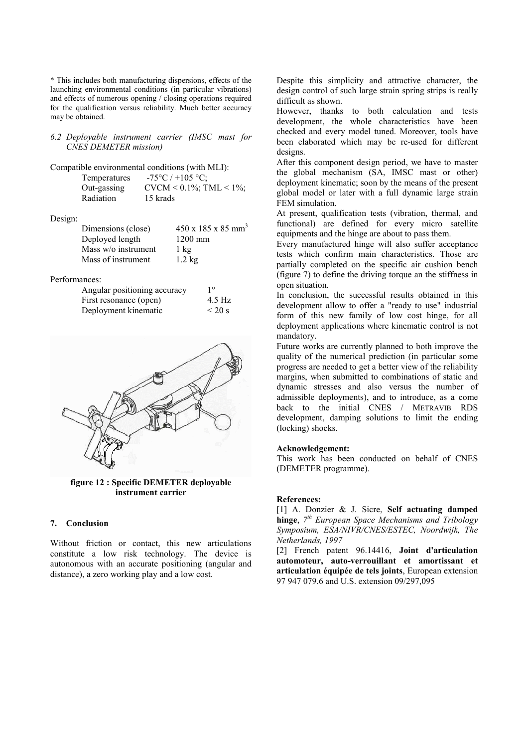\* This includes both manufacturing dispersions, effects of the launching environmental conditions (in particular vibrations) and effects of numerous opening / closing operations required for the qualification versus reliability. Much better accuracy may be obtained.

### *6.2 Deployable instrument carrier (IMSC mast for CNES DEMETER mission)*

Compatible environmental conditions (with MLI):

| | |
|---|---|
| Temperatures | -75°C / +105 °C; |
| Out-gassing | CVCM < 0.1%; TML < 1%; |
| Radiation | 15 krads |

Design:

| | |
|---|---|
| Dimensions (close) | 450 x 185 x 85 mm$^3$ |
| Deployed length | 1200 mm |
| Mass w/o instrument | 1 kg |
| Mass of instrument | 1.2 kg |

Performances:

| | |
|---|---|
| Angular positioning accuracy | 1° |
| First resonance (open) | 4.5 Hz |
| Deployment kinematic | < 20 s |

**figure 12 : Specific DEMETER deployable instrument carrier**

## 7. Conclusion

Without friction or contact, this new articulations constitute a low risk technology. The device is autonomous with an accurate positioning (angular and distance), a zero working play and a low cost.

Despite this simplicity and attractive character, the design control of such large strain spring strips is really difficult as shown.

However, thanks to both calculation and tests development, the whole characteristics have been checked and every model tuned. Moreover, tools have been elaborated which may be re-used for different designs.

After this component design period, we have to master the global mechanism (SA, IMSC mast or other) deployment kinematic; soon by the means of the present global model or later with a full dynamic large strain FEM simulation.

At present, qualification tests (vibration, thermal, and functional) are defined for every micro satellite equipments and the hinge are about to pass them.

Every manufactured hinge will also suffer acceptance tests which confirm main characteristics. Those are partially completed on the specific air cushion bench (figure 7) to define the driving torque an the stiffness in open situation.

In conclusion, the successful results obtained in this development allow to offer a "ready to use" industrial form of this new family of low cost hinge, for all deployment applications where kinematic control is not mandatory.

Future works are currently planned to both improve the quality of the numerical prediction (in particular some progress are needed to get a better view of the reliability margins, when submitted to combinations of static and dynamic stresses and also versus the number of admissible deployments), and to introduce, as a come back to the initial CNES / METRAVIB RDS development, damping solutions to limit the ending (locking) shocks.

**Acknowledgement:**

This work has been conducted on behalf of CNES (DEMETER programme).

**References:**

[1] A. Donzier & J. Sicre, **Self actuating damped hinge**, *7th European Space Mechanisms and Tribology Symposium, ESA/NIVR/CNES/ESTEC, Noordwijk, The Netherlands, 1997*

[2] French patent 96.14416, **Joint d'articulation automoteur, auto-verrouillant et amortissant et articulation équipée de tels joints**, European extension 97 947 079.6 and U.S. extension 09/297,095